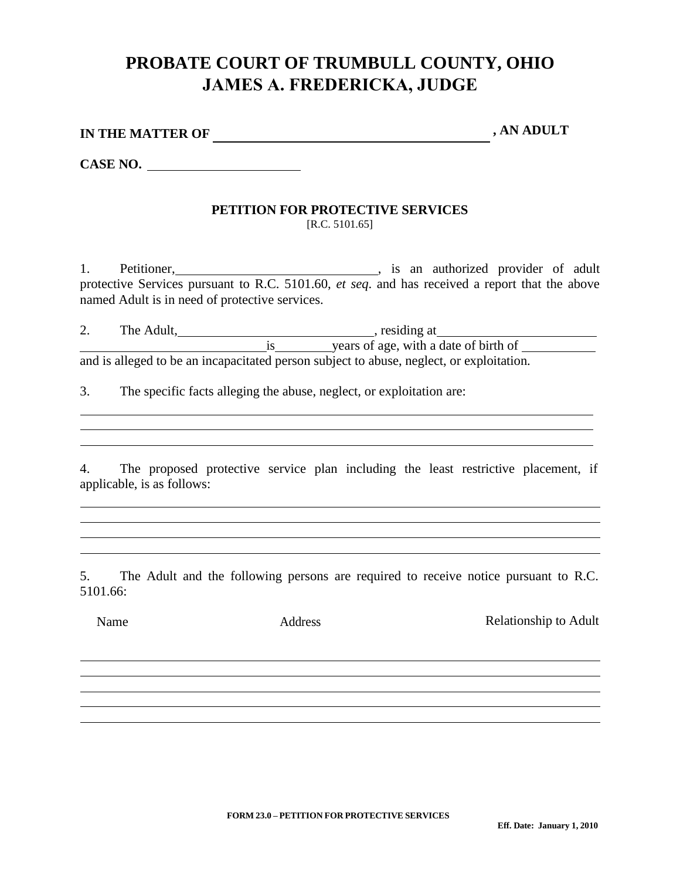# PROBATE COURT OF TRUMBULL COUNTY, OHIO
# JAMES A. FREDERICKA, JUDGE

**IN THE MATTER OF** ______________________________________ **, AN ADULT**

**CASE NO.** ______________________

**PETITION FOR PROTECTIVE SERVICES**
[R.C. 5101.65]

1. Petitioner, ______________________________, is an authorized provider of adult protective Services pursuant to R.C. 5101.60, *et seq*. and has received a report that the above named Adult is in need of protective services.

2. The Adult, ______________________________, residing at ________________________ ____________________________ is ________ years of age, with a date of birth of ___________ and is alleged to be an incapacitated person subject to abuse, neglect, or exploitation.

3. The specific facts alleging the abuse, neglect, or exploitation are:

_______________________________________________________________________________

_______________________________________________________________________________

_______________________________________________________________________________

4. The proposed protective service plan including the least restrictive placement, if applicable, is as follows:

_______________________________________________________________________________

_______________________________________________________________________________

_______________________________________________________________________________

_______________________________________________________________________________

5. The Adult and the following persons are required to receive notice pursuant to R.C. 5101.66:

| Name | Address | Relationship to Adult |
|---|---|---|
| | | |
| | | |
| | | |
| | | |
| | | |

FORM 23.0 – PETITION FOR PROTECTIVE SERVICES

Eff. Date: January 1, 2010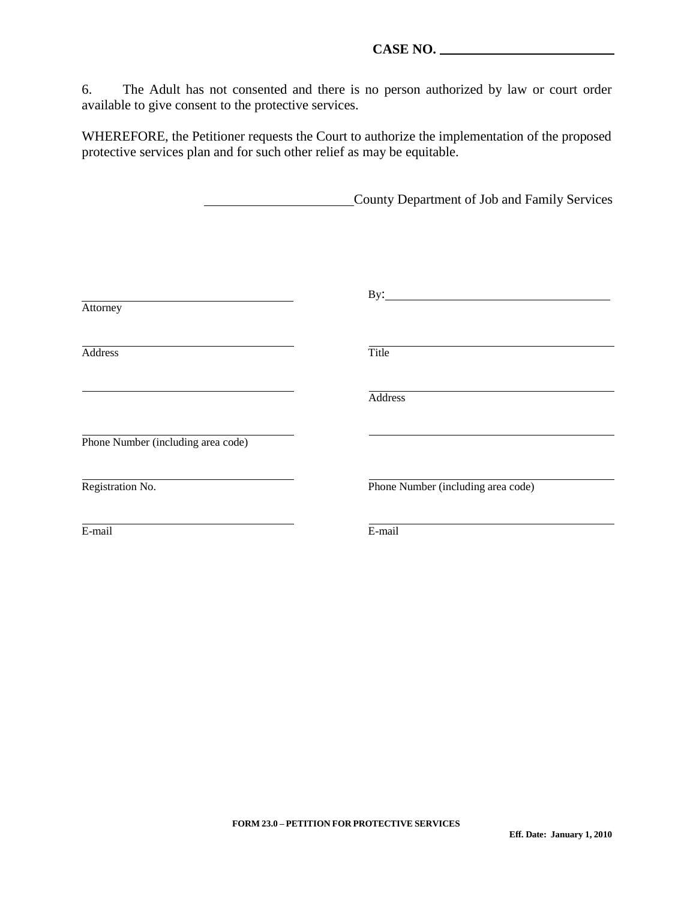**CASE NO. \_\_\_\_\_\_\_\_\_\_\_\_\_\_\_\_\_\_\_\_\_\_\_\_\_\_**

6. The Adult has not consented and there is no person authorized by law or court order available to give consent to the protective services.

WHEREFORE, the Petitioner requests the Court to authorize the implementation of the proposed protective services plan and for such other relief as may be equitable.

\_\_\_\_\_\_\_\_\_\_\_\_\_\_\_\_\_\_\_\_\_\_\_\_County Department of Job and Family Services

| | |
|---|---|
| \_\_\_\_\_\_\_\_\_\_\_\_\_\_\_\_\_\_\_\_\_\_\_\_\_\_\_\_\_\_\_\_\_\_\_\_<br>Attorney | By:\_\_\_\_\_\_\_\_\_\_\_\_\_\_\_\_\_\_\_\_\_\_\_\_\_\_\_\_\_\_\_\_\_\_\_\_\_\_\_\_ |
| \_\_\_\_\_\_\_\_\_\_\_\_\_\_\_\_\_\_\_\_\_\_\_\_\_\_\_\_\_\_\_\_\_\_\_\_<br>Address | \_\_\_\_\_\_\_\_\_\_\_\_\_\_\_\_\_\_\_\_\_\_\_\_\_\_\_\_\_\_\_\_\_\_\_\_\_\_\_\_<br>Title |
| \_\_\_\_\_\_\_\_\_\_\_\_\_\_\_\_\_\_\_\_\_\_\_\_\_\_\_\_\_\_\_\_\_\_\_\_ | \_\_\_\_\_\_\_\_\_\_\_\_\_\_\_\_\_\_\_\_\_\_\_\_\_\_\_\_\_\_\_\_\_\_\_\_\_\_\_\_<br>Address |
| \_\_\_\_\_\_\_\_\_\_\_\_\_\_\_\_\_\_\_\_\_\_\_\_\_\_\_\_\_\_\_\_\_\_\_\_<br>Phone Number (including area code) | \_\_\_\_\_\_\_\_\_\_\_\_\_\_\_\_\_\_\_\_\_\_\_\_\_\_\_\_\_\_\_\_\_\_\_\_\_\_\_\_ |
| \_\_\_\_\_\_\_\_\_\_\_\_\_\_\_\_\_\_\_\_\_\_\_\_\_\_\_\_\_\_\_\_\_\_\_\_<br>Registration No. | \_\_\_\_\_\_\_\_\_\_\_\_\_\_\_\_\_\_\_\_\_\_\_\_\_\_\_\_\_\_\_\_\_\_\_\_\_\_\_\_<br>Phone Number (including area code) |
| \_\_\_\_\_\_\_\_\_\_\_\_\_\_\_\_\_\_\_\_\_\_\_\_\_\_\_\_\_\_\_\_\_\_\_\_<br>E-mail | \_\_\_\_\_\_\_\_\_\_\_\_\_\_\_\_\_\_\_\_\_\_\_\_\_\_\_\_\_\_\_\_\_\_\_\_\_\_\_\_<br>E-mail |

**FORM 23.0 – PETITION FOR PROTECTIVE SERVICES**

**Eff. Date: January 1, 2010**